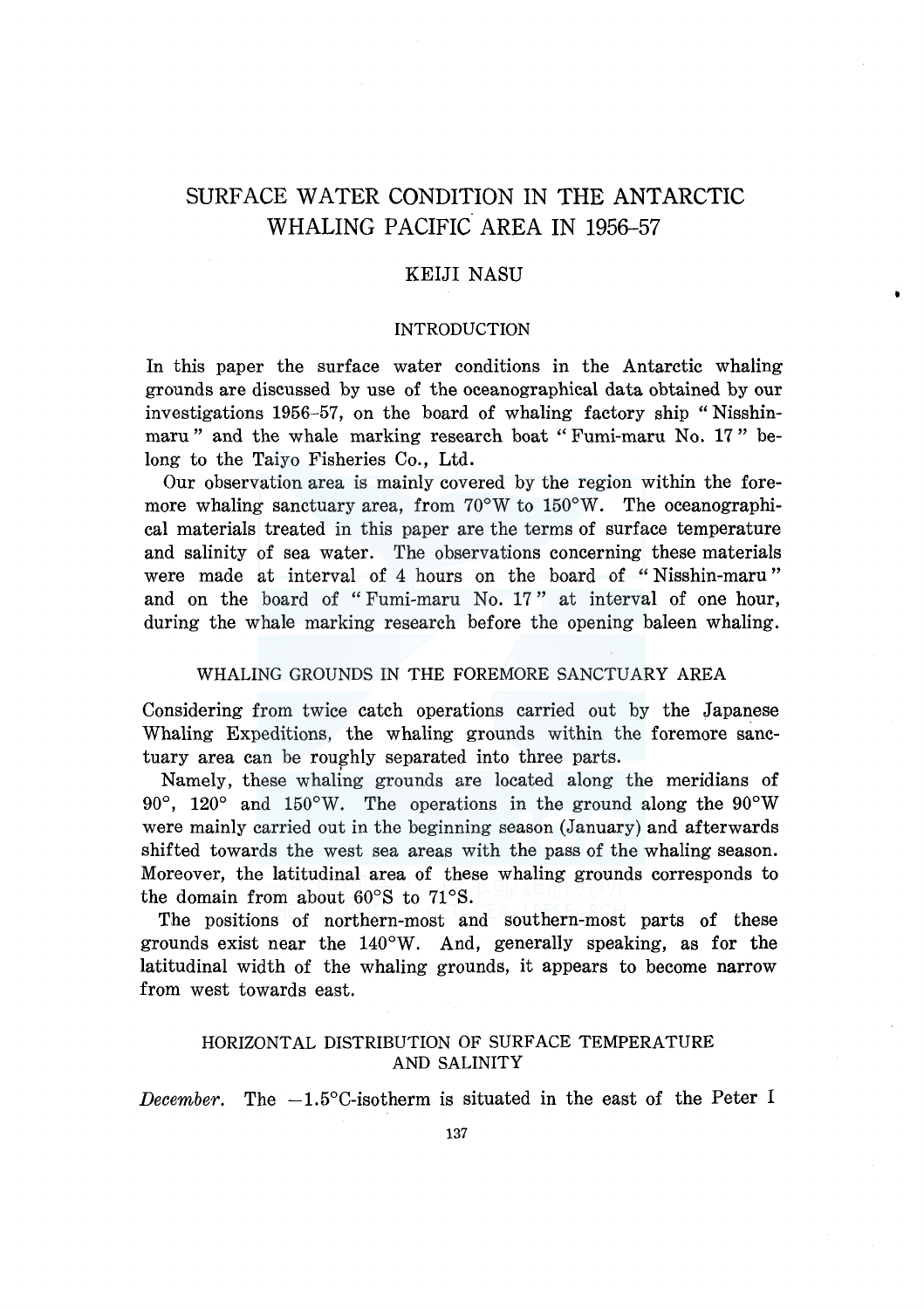# SURFACE WATER CONDITION IN THE ANTARCTIC WHALING PACIFIC AREA IN 1956–57

## KEIJI NASU

### INTRODUCTION

In this paper the surface water conditions in the Antarctic whaling grounds are discussed by use of the oceanographical data obtained by our investigations 1956–57, on the board of whaling factory ship "Nisshin-maru" and the whale marking research boat "Fumi-maru No. 17" belong to the Taiyo Fisheries Co., Ltd.

Our observation area is mainly covered by the region within the foremore whaling sanctuary area, from 70°W to 150°W. The oceanographical materials treated in this paper are the terms of surface temperature and salinity of sea water. The observations concerning these materials were made at interval of 4 hours on the board of "Nisshin-maru" and on the board of "Fumi-maru No. 17" at interval of one hour, during the whale marking research before the opening baleen whaling.

### WHALING GROUNDS IN THE FOREMORE SANCTUARY AREA

Considering from twice catch operations carried out by the Japanese Whaling Expeditions, the whaling grounds within the foremore sanctuary area can be roughly separated into three parts.

Namely, these whaling grounds are located along the meridians of 90°, 120° and 150°W. The operations in the ground along the 90°W were mainly carried out in the beginning season (January) and afterwards shifted towards the west sea areas with the pass of the whaling season. Moreover, the latitudinal area of these whaling grounds corresponds to the domain from about 60°S to 71°S.

The positions of northern-most and southern-most parts of these grounds exist near the 140°W. And, generally speaking, as for the latitudinal width of the whaling grounds, it appears to become narrow from west towards east.

### HORIZONTAL DISTRIBUTION OF SURFACE TEMPERATURE AND SALINITY

*December.* The −1.5°C-isotherm is situated in the east of the Peter I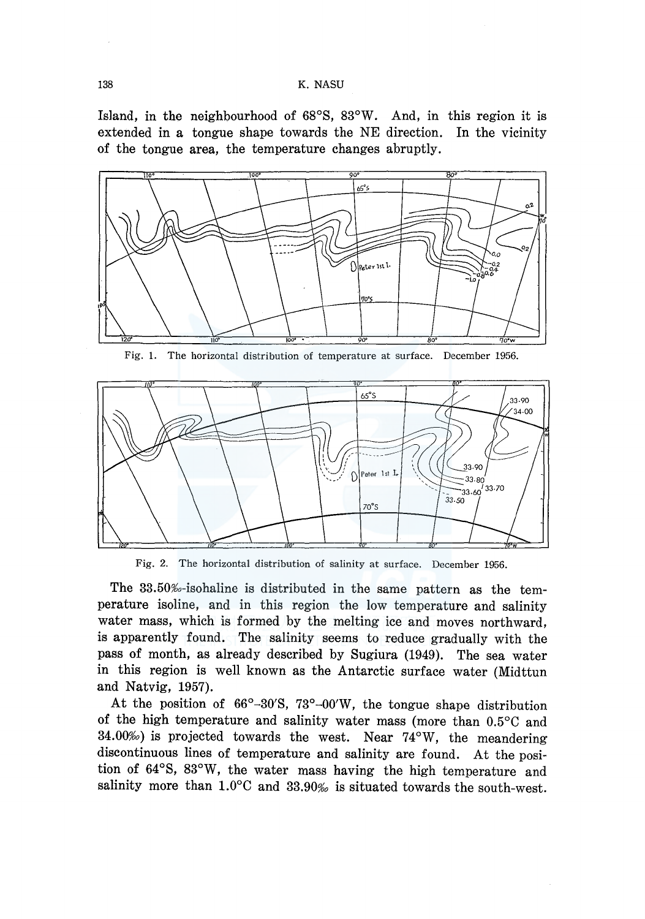Island, in the neighbourhood of 68°S, 83°W. And, in this region it is extended in a tongue shape towards the NE direction. In the vicinity of the tongue area, the temperature changes abruptly.

Fig. 1. The horizontal distribution of temperature at surface. December 1956.

Fig. 2. The horizontal distribution of salinity at surface. December 1956.

The 33.50‰-isohaline is distributed in the same pattern as the temperature isoline, and in this region the low temperature and salinity water mass, which is formed by the melting ice and moves northward, is apparently found. The salinity seems to reduce gradually with the pass of month, as already described by Sugiura (1949). The sea water in this region is well known as the Antarctic surface water (Midttun and Natvig, 1957).

At the position of 66°–30′S, 73°–00′W, the tongue shape distribution of the high temperature and salinity water mass (more than 0.5°C and 34.00‰) is projected towards the west. Near 74°W, the meandering discontinuous lines of temperature and salinity are found. At the position of 64°S, 83°W, the water mass having the high temperature and salinity more than 1.0°C and 33.90‰ is situated towards the south-west.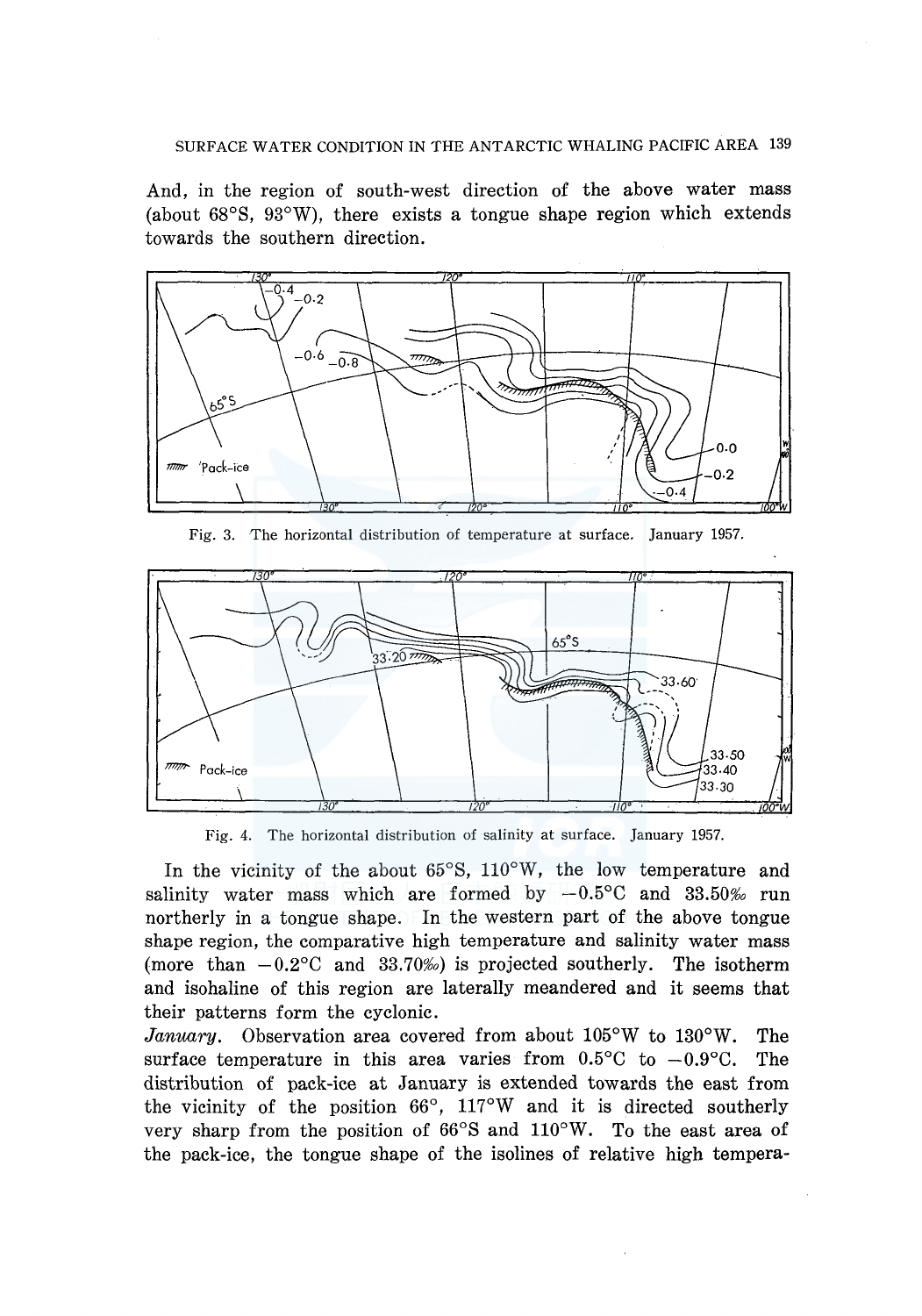And, in the region of south-west direction of the above water mass (about 68°S, 93°W), there exists a tongue shape region which extends towards the southern direction.

Fig. 3. The horizontal distribution of temperature at surface. January 1957.

Fig. 4. The horizontal distribution of salinity at surface. January 1957.

In the vicinity of the about 65°S, 110°W, the low temperature and salinity water mass which are formed by −0.5°C and 33.50‰ run northerly in a tongue shape. In the western part of the above tongue shape region, the comparative high temperature and salinity water mass (more than −0.2°C and 33.70‰) is projected southerly. The isotherm and isohaline of this region are laterally meandered and it seems that their patterns form the cyclonic.

*January.* Observation area covered from about 105°W to 130°W. The surface temperature in this area varies from 0.5°C to −0.9°C. The distribution of pack-ice at January is extended towards the east from the vicinity of the position 66°, 117°W and it is directed southerly very sharp from the position of 66°S and 110°W. To the east area of the pack-ice, the tongue shape of the isolines of relative high tempera-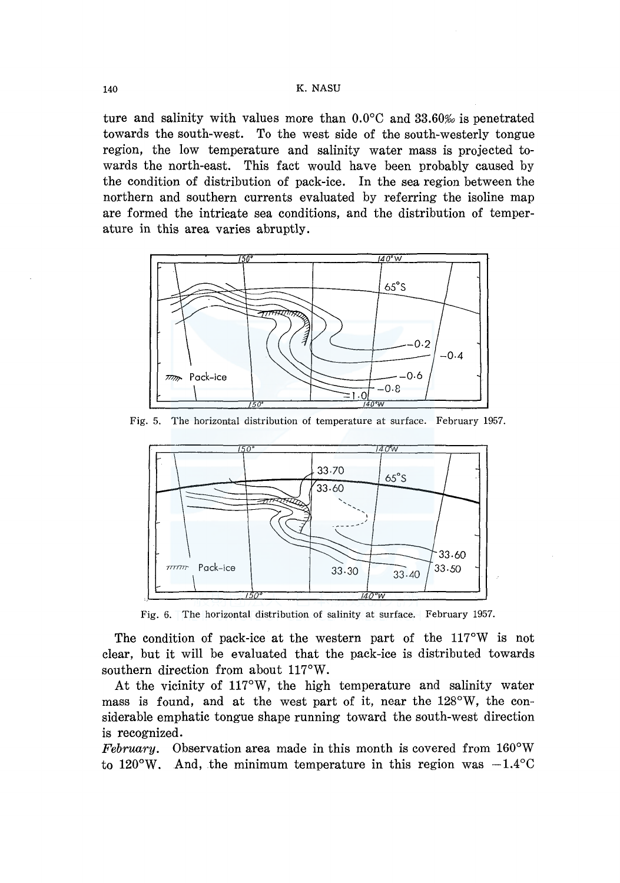ture and salinity with values more than 0.0°C and 33.60‰ is penetrated towards the south-west. To the west side of the south-westerly tongue region, the low temperature and salinity water mass is projected towards the north-east. This fact would have been probably caused by the condition of distribution of pack-ice. In the sea region between the northern and southern currents evaluated by referring the isoline map are formed the intricate sea conditions, and the distribution of temperature in this area varies abruptly.

Fig. 5. The horizontal distribution of temperature at surface. February 1957.

Fig. 6. The horizontal distribution of salinity at surface. February 1957.

The condition of pack-ice at the western part of the 117°W is not clear, but it will be evaluated that the pack-ice is distributed towards southern direction from about 117°W.

At the vicinity of 117°W, the high temperature and salinity water mass is found, and at the west part of it, near the 128°W, the considerable emphatic tongue shape running toward the south-west direction is recognized.

*February*. Observation area made in this month is covered from 160°W to 120°W. And, the minimum temperature in this region was −1.4°C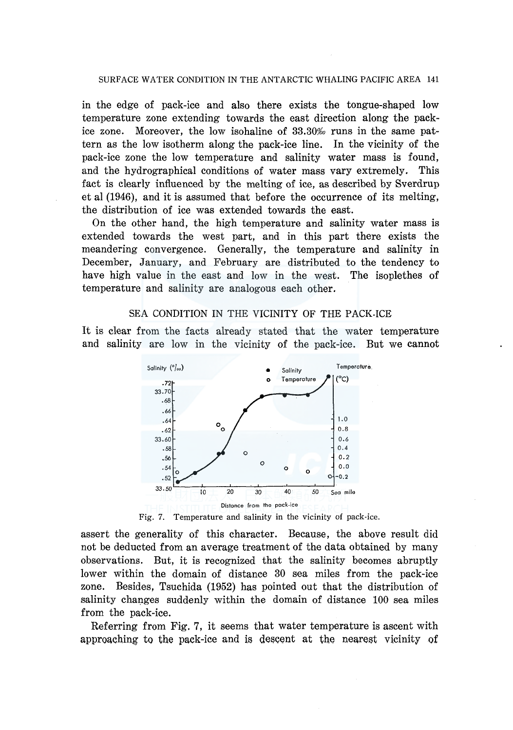in the edge of pack-ice and also there exists the tongue-shaped low temperature zone extending towards the east direction along the pack-ice zone. Moreover, the low isohaline of 33.30‰ runs in the same pattern as the low isotherm along the pack-ice line. In the vicinity of the pack-ice zone the low temperature and salinity water mass is found, and the hydrographical conditions of water mass vary extremely. This fact is clearly influenced by the melting of ice, as described by Sverdrup et al (1946), and it is assumed that before the occurrence of its melting, the distribution of ice was extended towards the east.

On the other hand, the high temperature and salinity water mass is extended towards the west part, and in this part there exists the meandering convergence. Generally, the temperature and salinity in December, January, and February are distributed to the tendency to have high value in the east and low in the west. The isoplethes of temperature and salinity are analogous each other.

## SEA CONDITION IN THE VICINITY OF THE PACK-ICE

It is clear from the facts already stated that the water temperature and salinity are low in the vicinity of the pack-ice. But we cannot

Fig. 7. Temperature and salinity in the vicinity of pack-ice.

assert the generality of this character. Because, the above result did not be deducted from an average treatment of the data obtained by many observations. But, it is recognized that the salinity becomes abruptly lower within the domain of distance 30 sea miles from the pack-ice zone. Besides, Tsuchida (1952) has pointed out that the distribution of salinity changes suddenly within the domain of distance 100 sea miles from the pack-ice.

Referring from Fig. 7, it seems that water temperature is ascent with approaching to the pack-ice and is descent at the nearest vicinity of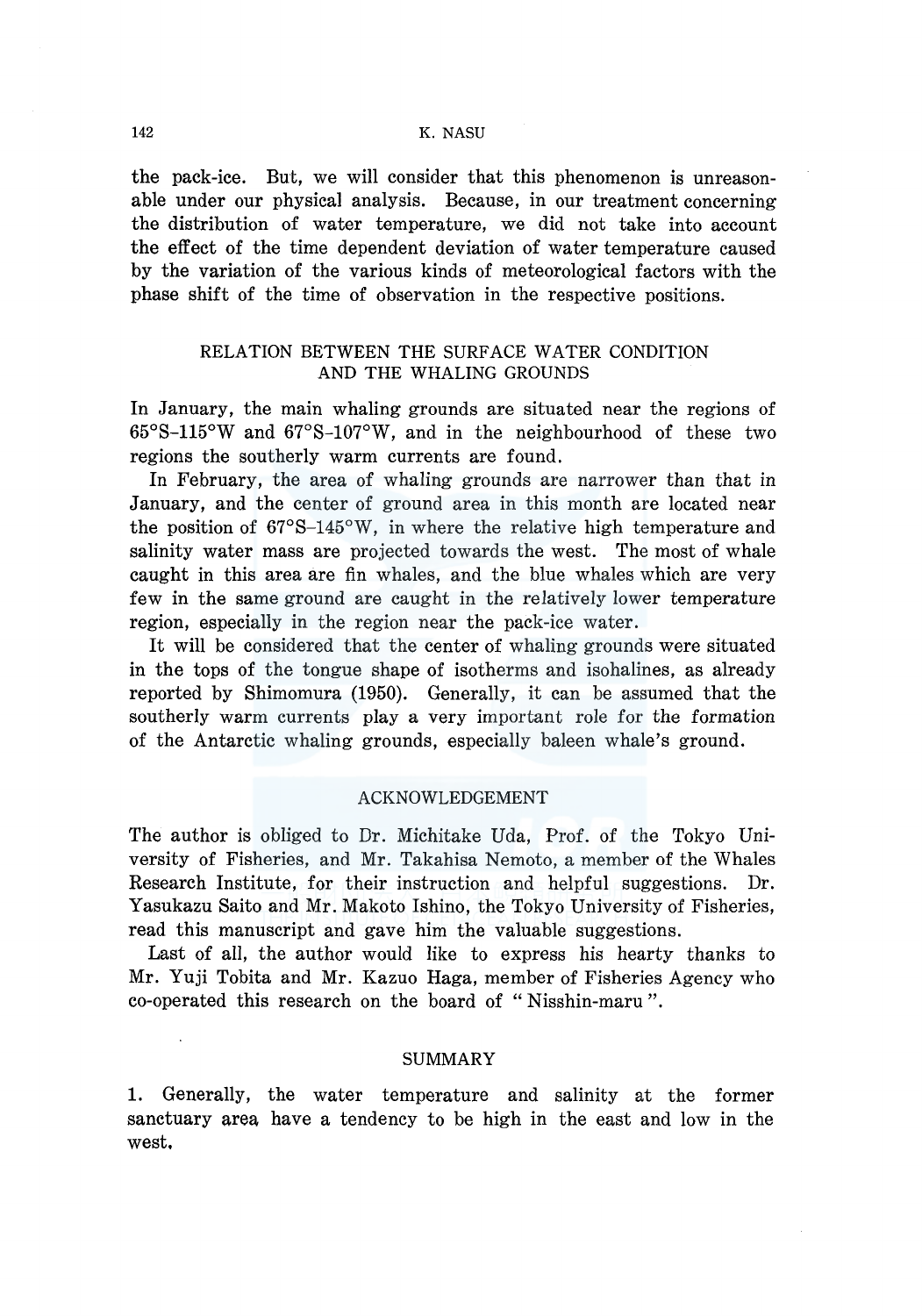the pack-ice. But, we will consider that this phenomenon is unreasonable under our physical analysis. Because, in our treatment concerning the distribution of water temperature, we did not take into account the effect of the time dependent deviation of water temperature caused by the variation of the various kinds of meteorological factors with the phase shift of the time of observation in the respective positions.

## RELATION BETWEEN THE SURFACE WATER CONDITION AND THE WHALING GROUNDS

In January, the main whaling grounds are situated near the regions of 65°S–115°W and 67°S–107°W, and in the neighbourhood of these two regions the southerly warm currents are found.

In February, the area of whaling grounds are narrower than that in January, and the center of ground area in this month are located near the position of 67°S–145°W, in where the relative high temperature and salinity water mass are projected towards the west. The most of whale caught in this area are fin whales, and the blue whales which are very few in the same ground are caught in the relatively lower temperature region, especially in the region near the pack-ice water.

It will be considered that the center of whaling grounds were situated in the tops of the tongue shape of isotherms and isohalines, as already reported by Shimomura (1950). Generally, it can be assumed that the southerly warm currents play a very important role for the formation of the Antarctic whaling grounds, especially baleen whale's ground.

## ACKNOWLEDGEMENT

The author is obliged to Dr. Michitake Uda, Prof. of the Tokyo University of Fisheries, and Mr. Takahisa Nemoto, a member of the Whales Research Institute, for their instruction and helpful suggestions. Dr. Yasukazu Saito and Mr. Makoto Ishino, the Tokyo University of Fisheries, read this manuscript and gave him the valuable suggestions.

Last of all, the author would like to express his hearty thanks to Mr. Yuji Tobita and Mr. Kazuo Haga, member of Fisheries Agency who co-operated this research on the board of " Nisshin-maru ".

## SUMMARY

1. Generally, the water temperature and salinity at the former sanctuary area have a tendency to be high in the east and low in the west.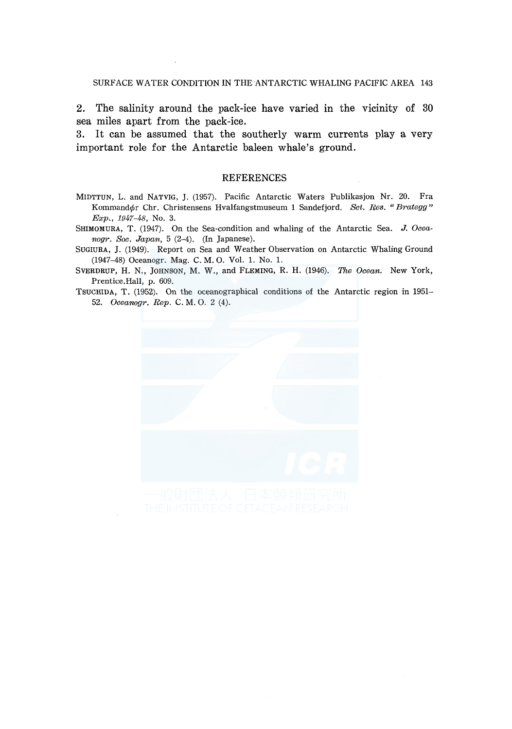2. The salinity around the pack-ice have varied in the vicinity of 30 sea miles apart from the pack-ice.

3. It can be assumed that the southerly warm currents play a very important role for the Antarctic baleen whale's ground.

## REFERENCES

MIDTTUN, L. and NATVIG, J. (1957). Pacific Antarctic Waters Publikasjon Nr. 20. Fra Kommandør Chr. Christensens Hvalfangstmuseum 1 Sandefjord. *Sci. Res. "Brategg" Exp., 1947–48*, No. 3.

SHIMOMURA, T. (1947). On the Sea-condition and whaling of the Antarctic Sea. *J. Oceanogr. Soc. Japan*, 5 (2–4). (In Japanese).

SUGIURA, J. (1949). Report on Sea and Weather Observation on Antarctic Whaling Ground (1947–48) Oceanogr. Mag. C. M. O. Vol. 1. No. 1.

SVERDRUP, H. N., JOHNSON, M. W., and FLEMING, R. H. (1946). *The Ocean.* New York, Prentice.Hall, p. 609.

TSUCHIDA, T. (1952). On the oceanographical conditions of the Antarctic region in 1951–52. *Oceanogr. Rep.* C. M. O. 2 (4).